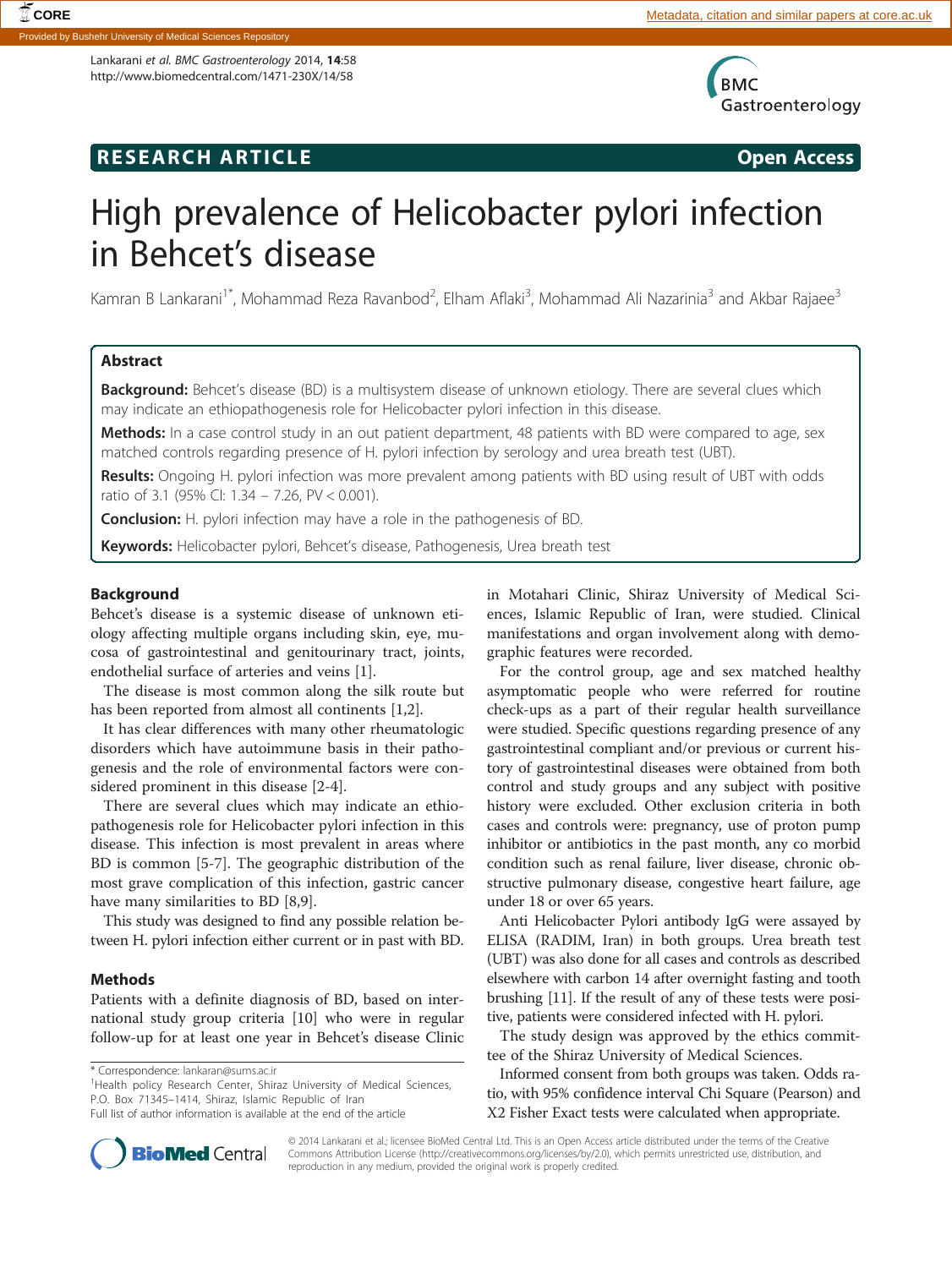RESEARCH ARTICLE

Open Access

# High prevalence of Helicobacter pylori infection in Behcet's disease

Kamran B Lankarani[1*], Mohammad Reza Ravanbod[2], Elham Aflaki[3], Mohammad Ali Nazarinia[3] and Akbar Rajaee[3]

## Abstract

**Background:** Behcet's disease (BD) is a multisystem disease of unknown etiology. There are several clues which may indicate an ethiopathogenesis role for Helicobacter pylori infection in this disease.

**Methods:** In a case control study in an out patient department, 48 patients with BD were compared to age, sex matched controls regarding presence of H. pylori infection by serology and urea breath test (UBT).

**Results:** Ongoing H. pylori infection was more prevalent among patients with BD using result of UBT with odds ratio of 3.1 (95% CI: 1.34 – 7.26, PV < 0.001).

**Conclusion:** H. pylori infection may have a role in the pathogenesis of BD.

**Keywords:** Helicobacter pylori, Behcet's disease, Pathogenesis, Urea breath test

## Background

Behcet's disease is a systemic disease of unknown etiology affecting multiple organs including skin, eye, mucosa of gastrointestinal and genitourinary tract, joints, endothelial surface of arteries and veins [1].

The disease is most common along the silk route but has been reported from almost all continents [1,2].

It has clear differences with many other rheumatologic disorders which have autoimmune basis in their pathogenesis and the role of environmental factors were considered prominent in this disease [2-4].

There are several clues which may indicate an ethiopathogenesis role for Helicobacter pylori infection in this disease. This infection is most prevalent in areas where BD is common [5-7]. The geographic distribution of the most grave complication of this infection, gastric cancer have many similarities to BD [8,9].

This study was designed to find any possible relation between H. pylori infection either current or in past with BD.

## Methods

Patients with a definite diagnosis of BD, based on international study group criteria [10] who were in regular follow-up for at least one year in Behcet's disease Clinic in Motahari Clinic, Shiraz University of Medical Sciences, Islamic Republic of Iran, were studied. Clinical manifestations and organ involvement along with demographic features were recorded.

For the control group, age and sex matched healthy asymptomatic people who were referred for routine check-ups as a part of their regular health surveillance were studied. Specific questions regarding presence of any gastrointestinal compliant and/or previous or current history of gastrointestinal diseases were obtained from both control and study groups and any subject with positive history were excluded. Other exclusion criteria in both cases and controls were: pregnancy, use of proton pump inhibitor or antibiotics in the past month, any co morbid condition such as renal failure, liver disease, chronic obstructive pulmonary disease, congestive heart failure, age under 18 or over 65 years.

Anti Helicobacter Pylori antibody IgG were assayed by ELISA (RADIM, Iran) in both groups. Urea breath test (UBT) was also done for all cases and controls as described elsewhere with carbon 14 after overnight fasting and tooth brushing [11]. If the result of any of these tests were positive, patients were considered infected with H. pylori.

The study design was approved by the ethics committee of the Shiraz University of Medical Sciences.

Informed consent from both groups was taken. Odds ratio, with 95% confidence interval Chi Square (Pearson) and X2 Fisher Exact tests were calculated when appropriate.

\* Correspondence: lankaran@sums.ac.ir
[1]Health policy Research Center, Shiraz University of Medical Sciences, P.O. Box 71345–1414, Shiraz, Islamic Republic of Iran
Full list of author information is available at the end of the article

© 2014 Lankarani et al.; licensee BioMed Central Ltd. This is an Open Access article distributed under the terms of the Creative Commons Attribution License (http://creativecommons.org/licenses/by/2.0), which permits unrestricted use, distribution, and reproduction in any medium, provided the original work is properly credited.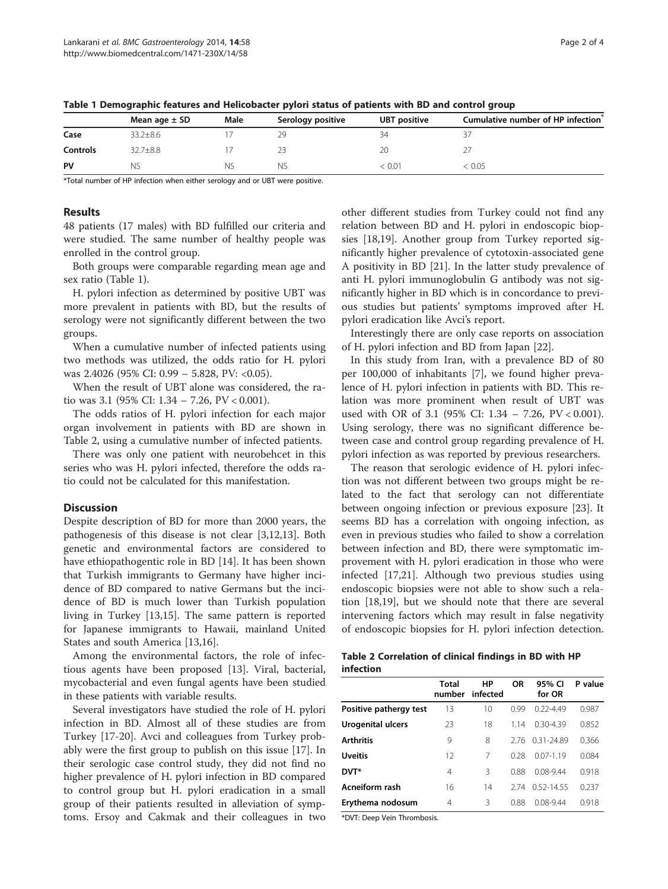**Table 1 Demographic features and Helicobacter pylori status of patients with BD and control group**

| | Mean age ± SD | Male | Serology positive | UBT positive | Cumulative number of HP infection* |
|---|---|---|---|---|---|
| **Case** | 33.2±8.6 | 17 | 29 | 34 | 37 |
| **Controls** | 32.7±8.8 | 17 | 23 | 20 | 27 |
| **PV** | NS | NS | NS | < 0.01 | < 0.05 |

*Total number of HP infection when either serology and or UBT were positive.

## Results

48 patients (17 males) with BD fulfilled our criteria and were studied. The same number of healthy people was enrolled in the control group.

Both groups were comparable regarding mean age and sex ratio (Table 1).

H. pylori infection as determined by positive UBT was more prevalent in patients with BD, but the results of serology were not significantly different between the two groups.

When a cumulative number of infected patients using two methods was utilized, the odds ratio for H. pylori was 2.4026 (95% CI: 0.99 – 5.828, PV: <0.05).

When the result of UBT alone was considered, the ratio was 3.1 (95% CI: 1.34 – 7.26, PV < 0.001).

The odds ratios of H. pylori infection for each major organ involvement in patients with BD are shown in Table 2, using a cumulative number of infected patients.

There was only one patient with neurobehcet in this series who was H. pylori infected, therefore the odds ratio could not be calculated for this manifestation.

## Discussion

Despite description of BD for more than 2000 years, the pathogenesis of this disease is not clear [3,12,13]. Both genetic and environmental factors are considered to have ethiopathogentic role in BD [14]. It has been shown that Turkish immigrants to Germany have higher incidence of BD compared to native Germans but the incidence of BD is much lower than Turkish population living in Turkey [13,15]. The same pattern is reported for Japanese immigrants to Hawaii, mainland United States and south America [13,16].

Among the environmental factors, the role of infectious agents have been proposed [13]. Viral, bacterial, mycobacterial and even fungal agents have been studied in these patients with variable results.

Several investigators have studied the role of H. pylori infection in BD. Almost all of these studies are from Turkey [17-20]. Avci and colleagues from Turkey probably were the first group to publish on this issue [17]. In their serologic case control study, they did not find no higher prevalence of H. pylori infection in BD compared to control group but H. pylori eradication in a small group of their patients resulted in alleviation of symptoms. Ersoy and Cakmak and their colleagues in two other different studies from Turkey could not find any relation between BD and H. pylori in endoscopic biopsies [18,19]. Another group from Turkey reported significantly higher prevalence of cytotoxin-associated gene A positivity in BD [21]. In the latter study prevalence of anti H. pylori immunoglobulin G antibody was not significantly higher in BD which is in concordance to previous studies but patients' symptoms improved after H. pylori eradication like Avci's report.

Interestingly there are only case reports on association of H. pylori infection and BD from Japan [22].

In this study from Iran, with a prevalence BD of 80 per 100,000 of inhabitants [7], we found higher prevalence of H. pylori infection in patients with BD. This relation was more prominent when result of UBT was used with OR of 3.1 (95% CI: 1.34 – 7.26, PV < 0.001). Using serology, there was no significant difference between case and control group regarding prevalence of H. pylori infection as was reported by previous researchers.

The reason that serologic evidence of H. pylori infection was not different between two groups might be related to the fact that serology can not differentiate between ongoing infection or previous exposure [23]. It seems BD has a correlation with ongoing infection, as even in previous studies who failed to show a correlation between infection and BD, there were symptomatic improvement with H. pylori eradication in those who were infected [17,21]. Although two previous studies using endoscopic biopsies were not able to show such a relation [18,19], but we should note that there are several intervening factors which may result in false negativity of endoscopic biopsies for H. pylori infection detection.

**Table 2 Correlation of clinical findings in BD with HP infection**

| | Total number | HP infected | OR | 95% CI for OR | P value |
|---|---|---|---|---|---|
| **Positive pathergy test** | 13 | 10 | 0.99 | 0.22-4.49 | 0.987 |
| **Urogenital ulcers** | 23 | 18 | 1.14 | 0.30-4.39 | 0.852 |
| **Arthritis** | 9 | 8 | 2.76 | 0.31-24.89 | 0.366 |
| **Uveitis** | 12 | 7 | 0.28 | 0.07-1.19 | 0.084 |
| **DVT*** | 4 | 3 | 0.88 | 0.08-9.44 | 0.918 |
| **Acneiform rash** | 16 | 14 | 2.74 | 0.52-14.55 | 0.237 |
| **Erythema nodosum** | 4 | 3 | 0.88 | 0.08-9.44 | 0.918 |

*DVT: Deep Vein Thrombosis.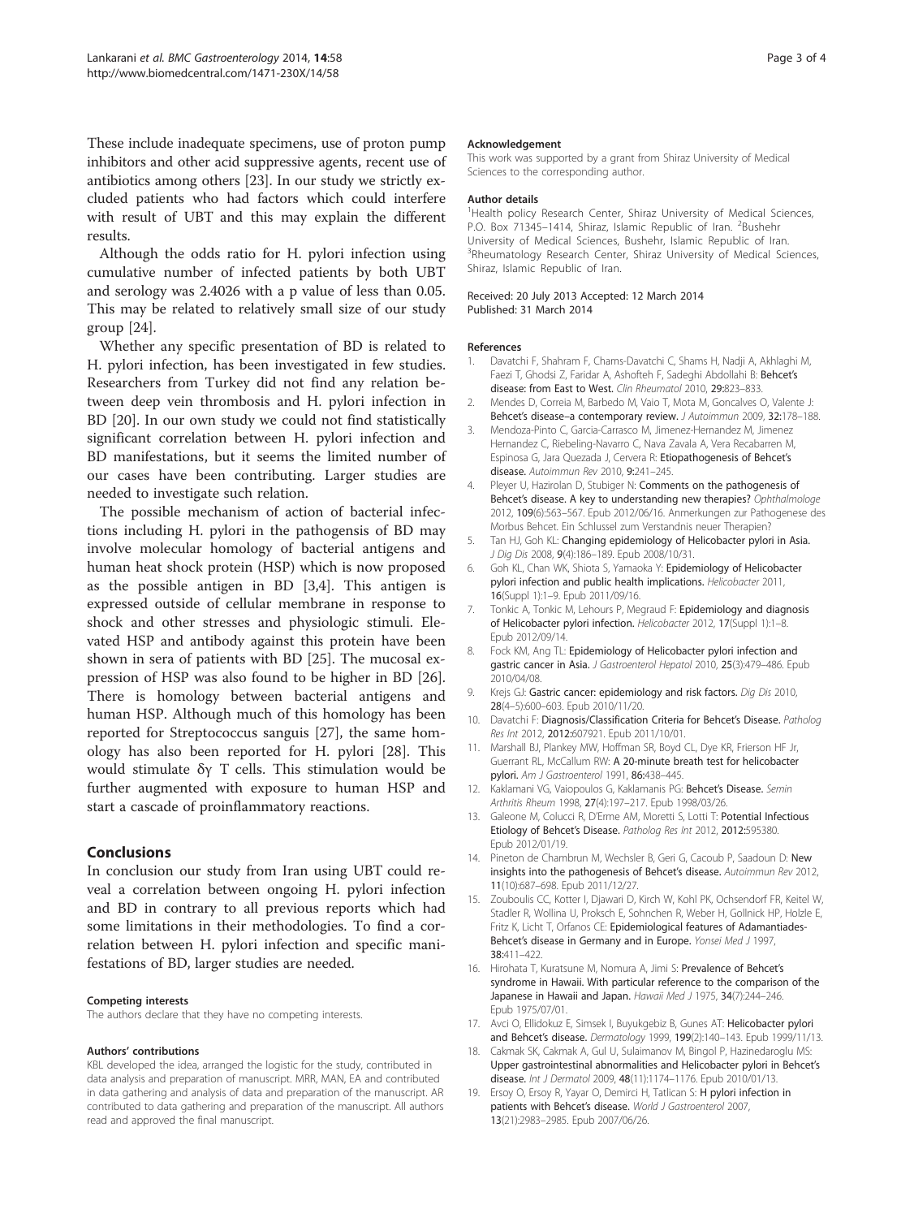These include inadequate specimens, use of proton pump inhibitors and other acid suppressive agents, recent use of antibiotics among others [23]. In our study we strictly excluded patients who had factors which could interfere with result of UBT and this may explain the different results.

Although the odds ratio for H. pylori infection using cumulative number of infected patients by both UBT and serology was 2.4026 with a p value of less than 0.05. This may be related to relatively small size of our study group [24].

Whether any specific presentation of BD is related to H. pylori infection, has been investigated in few studies. Researchers from Turkey did not find any relation between deep vein thrombosis and H. pylori infection in BD [20]. In our own study we could not find statistically significant correlation between H. pylori infection and BD manifestations, but it seems the limited number of our cases have been contributing. Larger studies are needed to investigate such relation.

The possible mechanism of action of bacterial infections including H. pylori in the pathogensis of BD may involve molecular homology of bacterial antigens and human heat shock protein (HSP) which is now proposed as the possible antigen in BD [3,4]. This antigen is expressed outside of cellular membrane in response to shock and other stresses and physiologic stimuli. Elevated HSP and antibody against this protein have been shown in sera of patients with BD [25]. The mucosal expression of HSP was also found to be higher in BD [26]. There is homology between bacterial antigens and human HSP. Although much of this homology has been reported for Streptococcus sanguis [27], the same homology has also been reported for H. pylori [28]. This would stimulate δγ T cells. This stimulation would be further augmented with exposure to human HSP and start a cascade of proinflammatory reactions.

## Conclusions

In conclusion our study from Iran using UBT could reveal a correlation between ongoing H. pylori infection and BD in contrary to all previous reports which had some limitations in their methodologies. To find a correlation between H. pylori infection and specific manifestations of BD, larger studies are needed.

#### Competing interests

The authors declare that they have no competing interests.

#### Authors' contributions

KBL developed the idea, arranged the logistic for the study, contributed in data analysis and preparation of manuscript. MRR, MAN, EA and contributed in data gathering and analysis of data and preparation of the manuscript. AR contributed to data gathering and preparation of the manuscript. All authors read and approved the final manuscript.

#### Acknowledgement

This work was supported by a grant from Shiraz University of Medical Sciences to the corresponding author.

#### Author details

[1]Health policy Research Center, Shiraz University of Medical Sciences, P.O. Box 71345–1414, Shiraz, Islamic Republic of Iran. [2]Bushehr University of Medical Sciences, Bushehr, Islamic Republic of Iran. [3]Rheumatology Research Center, Shiraz University of Medical Sciences, Shiraz, Islamic Republic of Iran.

Received: 20 July 2013 Accepted: 12 March 2014
Published: 31 March 2014

#### References

1. Davatchi F, Shahram F, Chams-Davatchi C, Shams H, Nadji A, Akhlaghi M, Faezi T, Ghodsi Z, Faridar A, Ashofteh F, Sadeghi Abdollahi B: **Behcet's disease: from East to West.** *Clin Rheumatol* 2010, **29:**823–833.
2. Mendes D, Correia M, Barbedo M, Vaio T, Mota M, Goncalves O, Valente J: **Behcet's disease–a contemporary review.** *J Autoimmun* 2009, **32:**178–188.
3. Mendoza-Pinto C, Garcia-Carrasco M, Jimenez-Hernandez M, Jimenez Hernandez C, Riebeling-Navarro C, Nava Zavala A, Vera Recabarren M, Espinosa G, Jara Quezada J, Cervera R: **Etiopathogenesis of Behcet's disease.** *Autoimmun Rev* 2010, **9:**241–245.
4. Pleyer U, Hazirolan D, Stubiger N: **Comments on the pathogenesis of Behcet's disease. A key to understanding new therapies?** *Ophthalmologe* 2012, **109**(6):563–567. Epub 2012/06/16. Anmerkungen zur Pathogenese des Morbus Behcet. Ein Schlussel zum Verstandnis neuer Therapien?
5. Tan HJ, Goh KL: **Changing epidemiology of Helicobacter pylori in Asia.** *J Dig Dis* 2008, **9**(4):186–189. Epub 2008/10/31.
6. Goh KL, Chan WK, Shiota S, Yamaoka Y: **Epidemiology of Helicobacter pylori infection and public health implications.** *Helicobacter* 2011, **16**(Suppl 1):1–9. Epub 2011/09/16.
7. Tonkic A, Tonkic M, Lehours P, Megraud F: **Epidemiology and diagnosis of Helicobacter pylori infection.** *Helicobacter* 2012, **17**(Suppl 1):1–8. Epub 2012/09/14.
8. Fock KM, Ang TL: **Epidemiology of Helicobacter pylori infection and gastric cancer in Asia.** *J Gastroenterol Hepatol* 2010, **25**(3):479–486. Epub 2010/04/08.
9. Krejs GJ: **Gastric cancer: epidemiology and risk factors.** *Dig Dis* 2010, **28**(4–5):600–603. Epub 2010/11/20.
10. Davatchi F: **Diagnosis/Classification Criteria for Behcet's Disease.** *Patholog Res Int* 2012, **2012:**607921. Epub 2011/10/01.
11. Marshall BJ, Plankey MW, Hoffman SR, Boyd CL, Dye KR, Frierson HF Jr, Guerrant RL, McCallum RW: **A 20-minute breath test for helicobacter pylori.** *Am J Gastroenterol* 1991, **86:**438–445.
12. Kaklamani VG, Vaiopoulos G, Kaklamanis PG: **Behcet's Disease.** *Semin Arthritis Rheum* 1998, **27**(4):197–217. Epub 1998/03/26.
13. Galeone M, Colucci R, D'Erme AM, Moretti S, Lotti T: **Potential Infectious Etiology of Behcet's Disease.** *Patholog Res Int* 2012, **2012:**595380. Epub 2012/01/19.
14. Pineton de Chambrun M, Wechsler B, Geri G, Cacoub P, Saadoun D: **New insights into the pathogenesis of Behcet's disease.** *Autoimmun Rev* 2012, **11**(10):687–698. Epub 2011/12/27.
15. Zouboulis CC, Kotter I, Djawari D, Kirch W, Kohl PK, Ochsendorf FR, Keitel W, Stadler R, Wollina U, Proksch E, Sohnchen R, Weber H, Gollnick HP, Holzle E, Fritz K, Licht T, Orfanos CE: **Epidemiological features of Adamantiades-Behcet's disease in Germany and in Europe.** *Yonsei Med J* 1997, **38:**411–422.
16. Hirohata T, Kuratsune M, Nomura A, Jimi S: **Prevalence of Behcet's syndrome in Hawaii. With particular reference to the comparison of the Japanese in Hawaii and Japan.** *Hawaii Med J* 1975, **34**(7):244–246. Epub 1975/07/01.
17. Avci O, Ellidokuz E, Simsek I, Buyukgebiz B, Gunes AT: **Helicobacter pylori and Behcet's disease.** *Dermatology* 1999, **199**(2):140–143. Epub 1999/11/13.
18. Cakmak SK, Cakmak A, Gul U, Sulaimanov M, Bingol P, Hazinedaroglu MS: **Upper gastrointestinal abnormalities and Helicobacter pylori in Behcet's disease.** *Int J Dermatol* 2009, **48**(11):1174–1176. Epub 2010/01/13.
19. Ersoy O, Ersoy R, Yayar O, Demirci H, Tatlican S: **H pylori infection in patients with Behcet's disease.** *World J Gastroenterol* 2007, **13**(21):2983–2985. Epub 2007/06/26.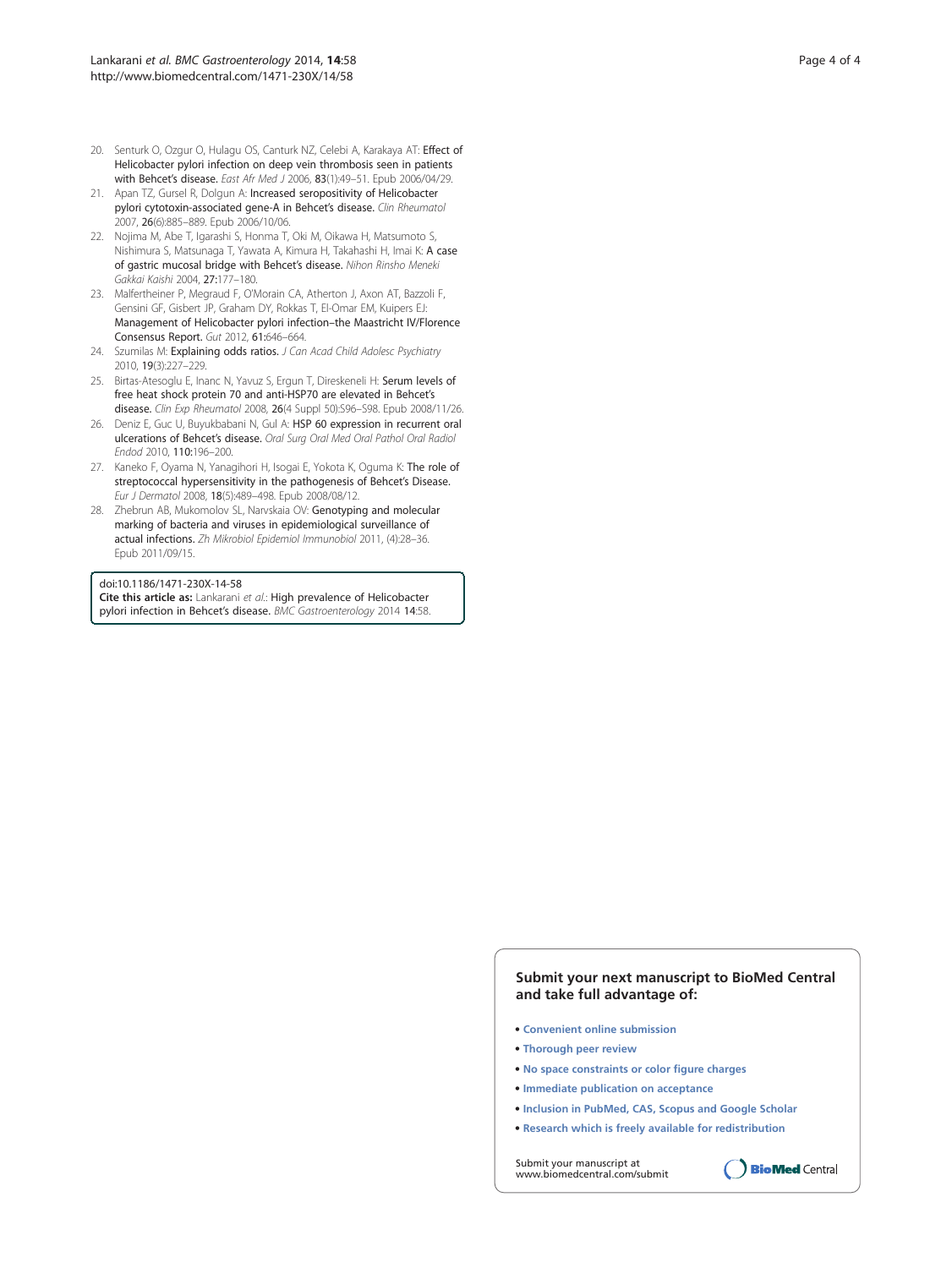20. Senturk O, Ozgur O, Hulagu OS, Canturk NZ, Celebi A, Karakaya AT: **Effect of Helicobacter pylori infection on deep vein thrombosis seen in patients with Behcet's disease.** *East Afr Med J* 2006, **83**(1):49–51. Epub 2006/04/29.
21. Apan TZ, Gursel R, Dolgun A: **Increased seropositivity of Helicobacter pylori cytotoxin-associated gene-A in Behcet's disease.** *Clin Rheumatol* 2007, **26**(6):885–889. Epub 2006/10/06.
22. Nojima M, Abe T, Igarashi S, Honma T, Oki M, Oikawa H, Matsumoto S, Nishimura S, Matsunaga T, Yawata A, Kimura H, Takahashi H, Imai K: **A case of gastric mucosal bridge with Behcet's disease.** *Nihon Rinsho Meneki Gakkai Kaishi* 2004, **27**:177–180.
23. Malfertheiner P, Megraud F, O'Morain CA, Atherton J, Axon AT, Bazzoli F, Gensini GF, Gisbert JP, Graham DY, Rokkas T, El-Omar EM, Kuipers EJ: **Management of Helicobacter pylori infection–the Maastricht IV/Florence Consensus Report.** *Gut* 2012, **61**:646–664.
24. Szumilas M: **Explaining odds ratios.** *J Can Acad Child Adolesc Psychiatry* 2010, **19**(3):227–229.
25. Birtas-Atesoglu E, Inanc N, Yavuz S, Ergun T, Direskeneli H: **Serum levels of free heat shock protein 70 and anti-HSP70 are elevated in Behcet's disease.** *Clin Exp Rheumatol* 2008, **26**(4 Suppl 50):S96–S98. Epub 2008/11/26.
26. Deniz E, Guc U, Buyukbabani N, Gul A: **HSP 60 expression in recurrent oral ulcerations of Behcet's disease.** *Oral Surg Oral Med Oral Pathol Oral Radiol Endod* 2010, **110**:196–200.
27. Kaneko F, Oyama N, Yanagihori H, Isogai E, Yokota K, Oguma K: **The role of streptococcal hypersensitivity in the pathogenesis of Behcet's Disease.** *Eur J Dermatol* 2008, **18**(5):489–498. Epub 2008/08/12.
28. Zhebrun AB, Mukomolov SL, Narvskaia OV: **Genotyping and molecular marking of bacteria and viruses in epidemiological surveillance of actual infections.** *Zh Mikrobiol Epidemiol Immunobiol* 2011, (4):28–36. Epub 2011/09/15.

doi:10.1186/1471-230X-14-58
**Cite this article as:** Lankarani *et al.*: High prevalence of Helicobacter pylori infection in Behcet's disease. *BMC Gastroenterology* 2014 **14**:58.

**Submit your next manuscript to BioMed Central and take full advantage of:**

- **Convenient online submission**
- **Thorough peer review**
- **No space constraints or color figure charges**
- **Immediate publication on acceptance**
- **Inclusion in PubMed, CAS, Scopus and Google Scholar**
- **Research which is freely available for redistribution**

Submit your manuscript at
www.biomedcentral.com/submit

BioMed Central